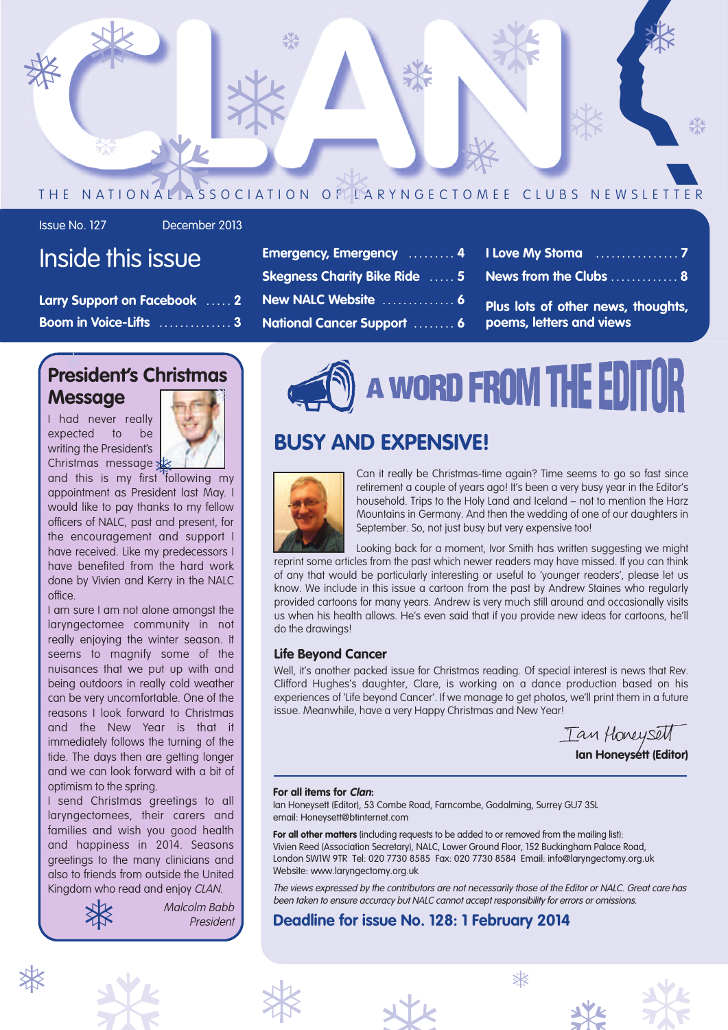# CLAN

THE NATIONAL ASSOCIATION OF LARYNGECTOMEE CLUBS NEWSLETTER

Issue No. 127 December 2013

## Inside this issue

- **Larry Support on Facebook** ..... 2
- **Boom in Voice-Lifts** .............. 3
- **Emergency, Emergency** ......... 4
- **Skegness Charity Bike Ride** ..... 5
- **New NALC Website** .............. 6
- **National Cancer Support** ........ 6
- **I Love My Stoma** ................ 7
- **News from the Clubs** ............. 8
- **Plus lots of other news, thoughts, poems, letters and views**

## President's Christmas Message

I had never really expected to be writing the President's Christmas message and this is my first following my appointment as President last May. I would like to pay thanks to my fellow officers of NALC, past and present, for the encouragement and support I have received. Like my predecessors I have benefited from the hard work done by Vivien and Kerry in the NALC office.

I am sure I am not alone amongst the laryngectomee community in not really enjoying the winter season. It seems to magnify some of the nuisances that we put up with and being outdoors in really cold weather can be very uncomfortable. One of the reasons I look forward to Christmas and the New Year is that it immediately follows the turning of the tide. The days then are getting longer and we can look forward with a bit of optimism to the spring.

I send Christmas greetings to all laryngectomees, their carers and families and wish you good health and happiness in 2014. Seasons greetings to the many clinicians and also to friends from outside the United Kingdom who read and enjoy *CLAN*.

*Malcolm Babb*
*President*

## A WORD FROM THE EDITOR

## BUSY AND EXPENSIVE!

Can it really be Christmas-time again? Time seems to go so fast since retirement a couple of years ago! It's been a very busy year in the Editor's household. Trips to the Holy Land and Iceland – not to mention the Harz Mountains in Germany. And then the wedding of one of our daughters in September. So, not just busy but very expensive too!

Looking back for a moment, Ivor Smith has written suggesting we might reprint some articles from the past which newer readers may have missed. If you can think of any that would be particularly interesting or useful to 'younger readers', please let us know. We include in this issue a cartoon from the past by Andrew Staines who regularly provided cartoons for many years. Andrew is very much still around and occasionally visits us when his health allows. He's even said that if you provide new ideas for cartoons, he'll do the drawings!

### Life Beyond Cancer

Well, it's another packed issue for Christmas reading. Of special interest is news that Rev. Clifford Hughes's daughter, Clare, is working on a dance production based on his experiences of 'Life beyond Cancer'. If we manage to get photos, we'll print them in a future issue. Meanwhile, have a very Happy Christmas and New Year!

*Ian Honeysett*
**Ian Honeysett (Editor)**

---

**For all items for *Clan*:**
Ian Honeysett (Editor), 53 Combe Road, Farncombe, Godalming, Surrey GU7 3SL
email: Honeysett@btinternet.com

**For all other matters** (including requests to be added to or removed from the mailing list):
Vivien Reed (Association Secretary), NALC, Lower Ground Floor, 152 Buckingham Palace Road, London SW1W 9TR Tel: 020 7730 8585 Fax: 020 7730 8584 Email: info@laryngectomy.org.uk
Website: www.laryngectomy.org.uk

*The views expressed by the contributors are not necessarily those of the Editor or NALC. Great care has been taken to ensure accuracy but NALC cannot accept responsibility for errors or omissions.*

**Deadline for issue No. 128: 1 February 2014**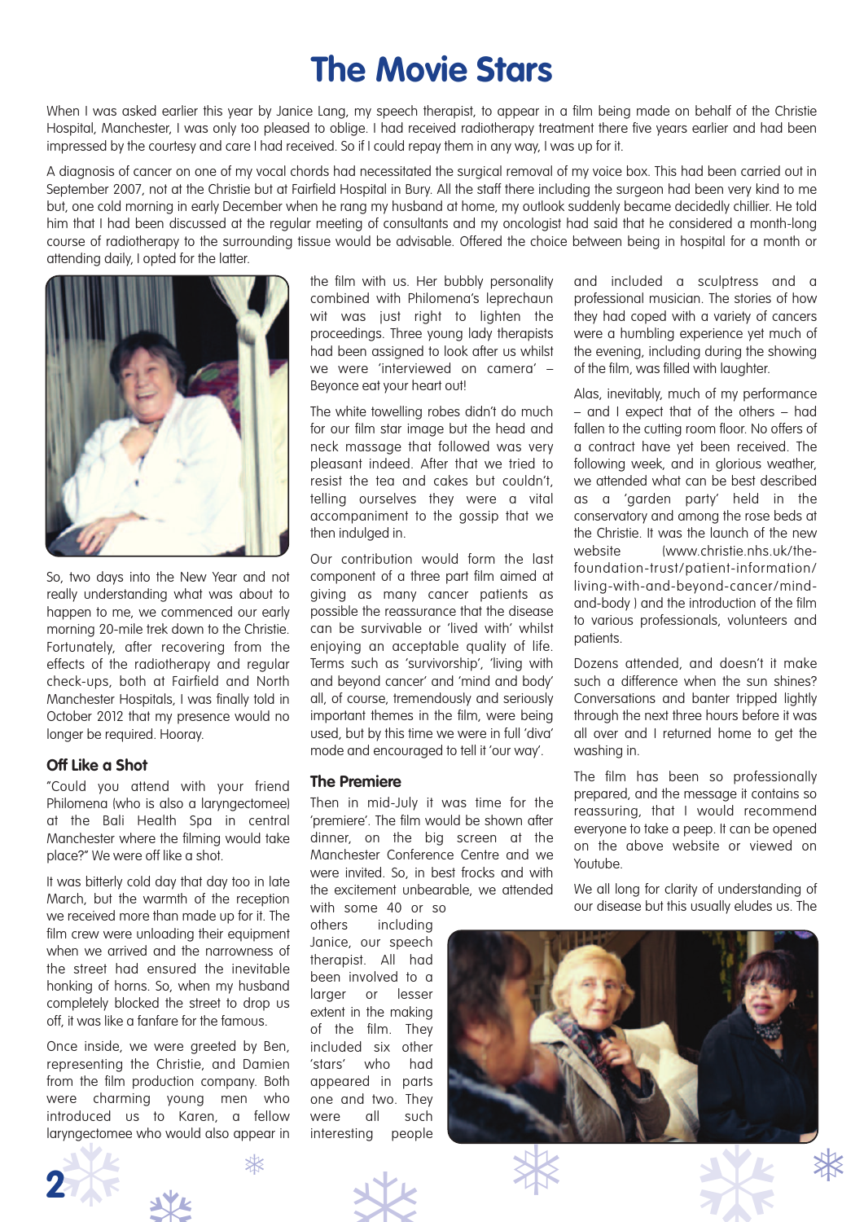# The Movie Stars

When I was asked earlier this year by Janice Lang, my speech therapist, to appear in a film being made on behalf of the Christie Hospital, Manchester, I was only too pleased to oblige. I had received radiotherapy treatment there five years earlier and had been impressed by the courtesy and care I had received. So if I could repay them in any way, I was up for it.

A diagnosis of cancer on one of my vocal chords had necessitated the surgical removal of my voice box. This had been carried out in September 2007, not at the Christie but at Fairfield Hospital in Bury. All the staff there including the surgeon had been very kind to me but, one cold morning in early December when he rang my husband at home, my outlook suddenly became decidedly chillier. He told him that I had been discussed at the regular meeting of consultants and my oncologist had said that he considered a month-long course of radiotherapy to the surrounding tissue would be advisable. Offered the choice between being in hospital for a month or attending daily, I opted for the latter.

So, two days into the New Year and not really understanding what was about to happen to me, we commenced our early morning 20-mile trek down to the Christie. Fortunately, after recovering from the effects of the radiotherapy and regular check-ups, both at Fairfield and North Manchester Hospitals, I was finally told in October 2012 that my presence would no longer be required. Hooray.

## Off Like a Shot

"Could you attend with your friend Philomena (who is also a laryngectomee) at the Bali Health Spa in central Manchester where the filming would take place?" We were off like a shot.

It was bitterly cold day that day too in late March, but the warmth of the reception we received more than made up for it. The film crew were unloading their equipment when we arrived and the narrowness of the street had ensured the inevitable honking of horns. So, when my husband completely blocked the street to drop us off, it was like a fanfare for the famous.

Once inside, we were greeted by Ben, representing the Christie, and Damien from the film production company. Both were charming young men who introduced us to Karen, a fellow laryngectomee who would also appear in the film with us. Her bubbly personality combined with Philomena's leprechaun wit was just right to lighten the proceedings. Three young lady therapists had been assigned to look after us whilst we were 'interviewed on camera' – Beyonce eat your heart out!

The white towelling robes didn't do much for our film star image but the head and neck massage that followed was very pleasant indeed. After that we tried to resist the tea and cakes but couldn't, telling ourselves they were a vital accompaniment to the gossip that we then indulged in.

Our contribution would form the last component of a three part film aimed at giving as many cancer patients as possible the reassurance that the disease can be survivable or 'lived with' whilst enjoying an acceptable quality of life. Terms such as 'survivorship', 'living with and beyond cancer' and 'mind and body' all, of course, tremendously and seriously important themes in the film, were being used, but by this time we were in full 'diva' mode and encouraged to tell it 'our way'.

## The Premiere

Then in mid-July it was time for the 'premiere'. The film would be shown after dinner, on the big screen at the Manchester Conference Centre and we were invited. So, in best frocks and with the excitement unbearable, we attended with some 40 or so others including Janice, our speech therapist. All had been involved to a larger or lesser extent in the making of the film. They included six other 'stars' who had appeared in parts one and two. They were all such interesting people and included a sculptress and a professional musician. The stories of how they had coped with a variety of cancers were a humbling experience yet much of the evening, including during the showing of the film, was filled with laughter.

Alas, inevitably, much of my performance – and I expect that of the others – had fallen to the cutting room floor. No offers of a contract have yet been received. The following week, and in glorious weather, we attended what can be best described as a 'garden party' held in the conservatory and among the rose beds at the Christie. It was the launch of the new website (www.christie.nhs.uk/the-foundation-trust/patient-information/living-with-and-beyond-cancer/mind-and-body ) and the introduction of the film to various professionals, volunteers and patients.

Dozens attended, and doesn't it make such a difference when the sun shines? Conversations and banter tripped lightly through the next three hours before it was all over and I returned home to get the washing in.

The film has been so professionally prepared, and the message it contains so reassuring, that I would recommend everyone to take a peep. It can be opened on the above website or viewed on Youtube.

We all long for clarity of understanding of our disease but this usually eludes us. The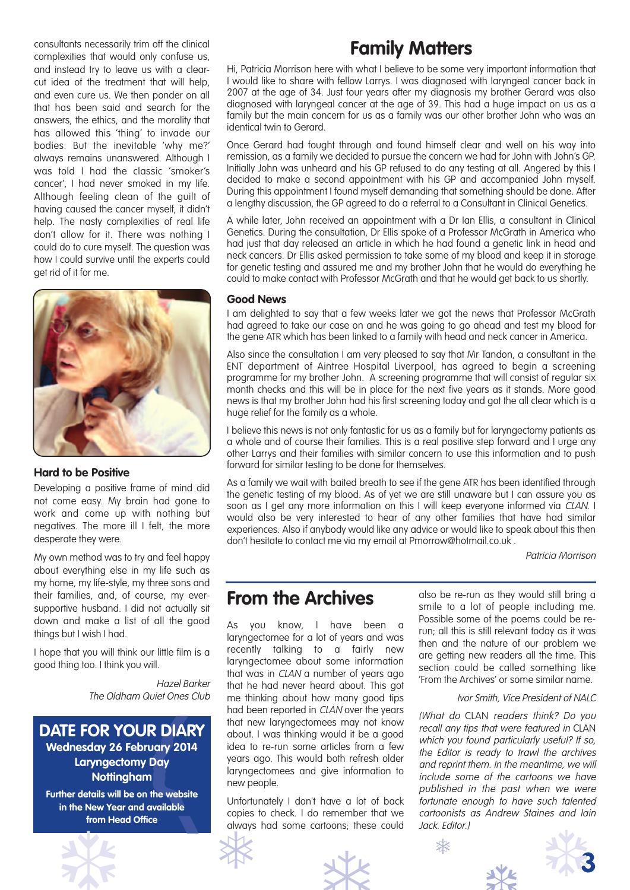consultants necessarily trim off the clinical complexities that would only confuse us, and instead try to leave us with a clear-cut idea of the treatment that will help, and even cure us. We then ponder on all that has been said and search for the answers, the ethics, and the morality that has allowed this 'thing' to invade our bodies. But the inevitable 'why me?' always remains unanswered. Although I was told I had the classic 'smoker's cancer', I had never smoked in my life. Although feeling clean of the guilt of having caused the cancer myself, it didn't help. The nasty complexities of real life don't allow for it. There was nothing I could do to cure myself. The question was how I could survive until the experts could get rid of it for me.

### Hard to be Positive

Developing a positive frame of mind did not come easy. My brain had gone to work and come up with nothing but negatives. The more ill I felt, the more desperate they were.

My own method was to try and feel happy about everything else in my life such as my home, my life-style, my three sons and their families, and, of course, my ever-supportive husband. I did not actually sit down and make a list of all the good things but I wish I had.

I hope that you will think our little film is a good thing too. I think you will.

*Hazel Barker*
*The Oldham Quiet Ones Club*

## DATE FOR YOUR DIARY

**Wednesday 26 February 2014**
**Laryngectomy Day**
**Nottingham**

**Further details will be on the website in the New Year and available from Head Office**

# Family Matters

Hi, Patricia Morrison here with what I believe to be some very important information that I would like to share with fellow Larrys. I was diagnosed with laryngeal cancer back in 2007 at the age of 34. Just four years after my diagnosis my brother Gerard was also diagnosed with laryngeal cancer at the age of 39. This had a huge impact on us as a family but the main concern for us as a family was our other brother John who was an identical twin to Gerard.

Once Gerard had fought through and found himself clear and well on his way into remission, as a family we decided to pursue the concern we had for John with John's GP. Initially John was unheard and his GP refused to do any testing at all. Angered by this I decided to make a second appointment with his GP and accompanied John myself. During this appointment I found myself demanding that something should be done. After a lengthy discussion, the GP agreed to do a referral to a Consultant in Clinical Genetics.

A while later, John received an appointment with a Dr Ian Ellis, a consultant in Clinical Genetics. During the consultation, Dr Ellis spoke of a Professor McGrath in America who had just that day released an article in which he had found a genetic link in head and neck cancers. Dr Ellis asked permission to take some of my blood and keep it in storage for genetic testing and assured me and my brother John that he would do everything he could to make contact with Professor McGrath and that he would get back to us shortly.

### Good News

I am delighted to say that a few weeks later we got the news that Professor McGrath had agreed to take our case on and he was going to go ahead and test my blood for the gene ATR which has been linked to a family with head and neck cancer in America.

Also since the consultation I am very pleased to say that Mr Tandon, a consultant in the ENT department of Aintree Hospital Liverpool, has agreed to begin a screening programme for my brother John. A screening programme that will consist of regular six month checks and this will be in place for the next five years as it stands. More good news is that my brother John had his first screening today and got the all clear which is a huge relief for the family as a whole.

I believe this news is not only fantastic for us as a family but for laryngectomy patients as a whole and of course their families. This is a real positive step forward and I urge any other Larrys and their families with similar concerns to use this information and to push forward for similar testing to be done for themselves.

As a family we wait with baited breath to see if the gene ATR has been identified through the genetic testing of my blood. As of yet we are still unaware but I can assure you as soon as I get any more information on this I will keep everyone informed via *CLAN*. I would also be very interested to hear of any other families that have had similar experiences. Also if anybody would like any advice or would like to speak about this then don't hesitate to contact me via my email at Pmorrow@hotmail.co.uk .

*Patricia Morrison*

# From the Archives

As you know, I have been a laryngectomee for a lot of years and was recently talking to a fairly new laryngectomee about some information that was in *CLAN* a number of years ago that he had never heard about. This got me thinking about how many good tips had been reported in *CLAN* over the years that new laryngectomees may not know about. I was thinking would it be a good idea to re-run some articles from a few years ago. This would both refresh older laryngectomees and give information to new people.

Unfortunately I don't have a lot of back copies to check. I do remember that we always had some cartoons; these could also be re-run as they would still bring a smile to a lot of people including me. Possible some of the poems could be re-run; all this is still relevant today as it was then and the nature of our problem we are getting new readers all the time. This section could be called something like 'From the Archives' or some similar name.

*Ivor Smith, Vice President of NALC*

*(What do* CLAN *readers think? Do you recall any tips that were featured in* CLAN *which you found particularly useful? If so, the Editor is ready to trawl the archives and reprint them. In the meantime, we will include some of the cartoons we have published in the past when we were fortunate enough to have such talented cartoonists as Andrew Staines and Iain Jack. Editor.)*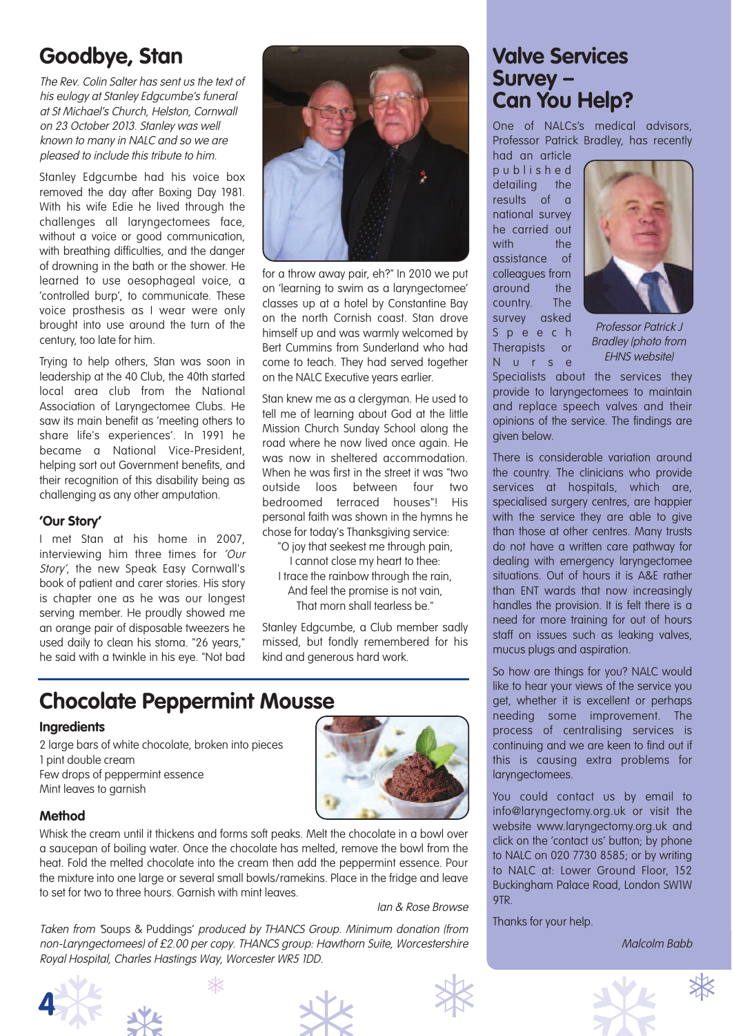## Goodbye, Stan

*The Rev. Colin Salter has sent us the text of his eulogy at Stanley Edgcumbe's funeral at St Michael's Church, Helston, Cornwall on 23 October 2013. Stanley was well known to many in NALC and so we are pleased to include this tribute to him.*

Stanley Edgcumbe had his voice box removed the day after Boxing Day 1981. With his wife Edie he lived through the challenges all laryngectomees face, without a voice or good communication, with breathing difficulties, and the danger of drowning in the bath or the shower. He learned to use oesophageal voice, a 'controlled burp', to communicate. These voice prosthesis as I wear were only brought into use around the turn of the century, too late for him.

Trying to help others, Stan was soon in leadership at the 40 Club, the 40th started local area club from the National Association of Laryngectomee Clubs. He saw its main benefit as 'meeting others to share life's experiences'. In 1991 he became a National Vice-President, helping sort out Government benefits, and their recognition of this disability being as challenging as any other amputation.

### 'Our Story'

I met Stan at his home in 2007, interviewing him three times for *'Our Story'*, the new Speak Easy Cornwall's book of patient and carer stories. His story is chapter one as he was our longest serving member. He proudly showed me an orange pair of disposable tweezers he used daily to clean his stoma. "26 years," he said with a twinkle in his eye. "Not bad for a throw away pair, eh?" In 2010 we put on 'learning to swim as a laryngectomee' classes up at a hotel by Constantine Bay on the north Cornish coast. Stan drove himself up and was warmly welcomed by Bert Cummins from Sunderland who had come to teach. They had served together on the NALC Executive years earlier.

Stan knew me as a clergyman. He used to tell me of learning about God at the little Mission Church Sunday School along the road where he now lived once again. He was now in sheltered accommodation. When he was first in the street it was "two outside loos between four two bedroomed terraced houses"! His personal faith was shown in the hymns he chose for today's Thanksgiving service:

> "O joy that seekest me through pain,
> I cannot close my heart to thee:
> I trace the rainbow through the rain,
> And feel the promise is not vain,
> That morn shall tearless be."

Stanley Edgcumbe, a Club member sadly missed, but fondly remembered for his kind and generous hard work.

## Chocolate Peppermint Mousse

### Ingredients

2 large bars of white chocolate, broken into pieces
1 pint double cream
Few drops of peppermint essence
Mint leaves to garnish

### Method

Whisk the cream until it thickens and forms soft peaks. Melt the chocolate in a bowl over a saucepan of boiling water. Once the chocolate has melted, remove the bowl from the heat. Fold the melted chocolate into the cream then add the peppermint essence. Pour the mixture into one large or several small bowls/ramekins. Place in the fridge and leave to set for two to three hours. Garnish with mint leaves.

*Ian & Rose Browse*

*Taken from 'Soups & Puddings' produced by THANCS Group. Minimum donation (from non-Laryngectomees) of £2.00 per copy. THANCS group: Hawthorn Suite, Worcestershire Royal Hospital, Charles Hastings Way, Worcester WR5 1DD.*

## Valve Services Survey – Can You Help?

One of NALCs's medical advisors, Professor Patrick Bradley, has recently had an article published detailing the results of a national survey he carried out with the assistance of colleagues from around the country. The survey asked Speech Therapists or Nurse Specialists about the services they provide to laryngectomees to maintain and replace speech valves and their opinions of the service. The findings are given below.

*Professor Patrick J Bradley (photo from EHNS website)*

There is considerable variation around the country. The clinicians who provide services at hospitals, which are, specialised surgery centres, are happier with the service they are able to give than those at other centres. Many trusts do not have a written care pathway for dealing with emergency laryngectomee situations. Out of hours it is A&E rather than ENT wards that now increasingly handles the provision. It is felt there is a need for more training for out of hours staff on issues such as leaking valves, mucus plugs and aspiration.

So how are things for you? NALC would like to hear your views of the service you get, whether it is excellent or perhaps needing some improvement. The process of centralising services is continuing and we are keen to find out if this is causing extra problems for laryngectomees.

You could contact us by email to info@laryngectomy.org.uk or visit the website www.laryngectomy.org.uk and click on the 'contact us' button; by phone to NALC on 020 7730 8585; or by writing to NALC at: Lower Ground Floor, 152 Buckingham Palace Road, London SW1W 9TR.

Thanks for your help.

*Malcolm Babb*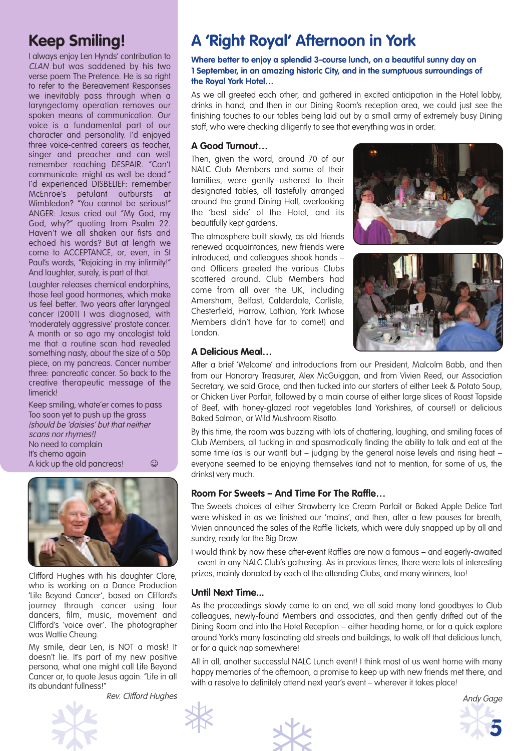## Keep Smiling!

I always enjoy Len Hynds' contribution to *CLAN* but was saddened by his two verse poem The Pretence. He is so right to refer to the Bereavement Responses we inevitably pass through when a laryngectomy operation removes our spoken means of communication. Our voice is a fundamental part of our character and personality. I'd enjoyed three voice-centred careers as teacher, singer and preacher and can well remember reaching DESPAIR. "Can't communicate: might as well be dead." I'd experienced DISBELIEF: remember McEnroe's petulant outbursts at Wimbledon? "You cannot be serious!" ANGER: Jesus cried out "My God, my God, why?" quoting from Psalm 22. Haven't we all shaken our fists and echoed his words? But at length we come to ACCEPTANCE, or, even, in St Paul's words, "Rejoicing in my infirmity!" And laughter, surely, is part of that.

Laughter releases chemical endorphins, those feel good hormones, which make us feel better. Two years after laryngeal cancer (2001) I was diagnosed, with 'moderately aggressive' prostate cancer. A month or so ago my oncologist told me that a routine scan had revealed something nasty, about the size of a 50p piece, on my pancreas. Cancer number three: pancreatic cancer. So back to the creative therapeutic message of the limerick!

Keep smiling, whate'er comes to pass
Too soon yet to push up the grass
*(should be 'daisies' but that neither scans nor rhymes!)*
No need to complain
It's chemo again
A kick up the old pancreas! ☺

Clifford Hughes with his daughter Clare, who is working on a Dance Production 'Life Beyond Cancer', based on Clifford's journey through cancer using four dancers, film, music, movement and Clifford's 'voice over'. The photographer was Wattie Cheung.

My smile, dear Len, is NOT a mask! It doesn't lie. It's part of my new positive persona, what one might call Life Beyond Cancer or, to quote Jesus again: "Life in all its abundant fullness!"

*Rev. Clifford Hughes*

# A 'Right Royal' Afternoon in York

**Where better to enjoy a splendid 3-course lunch, on a beautiful sunny day on 1 September, in an amazing historic City, and in the sumptuous surroundings of the Royal York Hotel…**

As we all greeted each other, and gathered in excited anticipation in the Hotel lobby, drinks in hand, and then in our Dining Room's reception area, we could just see the finishing touches to our tables being laid out by a small army of extremely busy Dining staff, who were checking diligently to see that everything was in order.

### A Good Turnout…

Then, given the word, around 70 of our NALC Club Members and some of their families, were gently ushered to their designated tables, all tastefully arranged around the grand Dining Hall, overlooking the 'best side' of the Hotel, and its beautifully kept gardens.

The atmosphere built slowly, as old friends renewed acquaintances, new friends were introduced, and colleagues shook hands – and Officers greeted the various Clubs scattered around. Club Members had come from all over the UK, including Amersham, Belfast, Calderdale, Carlisle, Chesterfield, Harrow, Lothian, York (whose Members didn't have far to come!) and London.

### A Delicious Meal…

After a brief 'Welcome' and introductions from our President, Malcolm Babb, and then from our Honorary Treasurer, Alex McGuiggan, and from Vivien Reed, our Association Secretary, we said Grace, and then tucked into our starters of either Leek & Potato Soup, or Chicken Liver Parfait, followed by a main course of either large slices of Roast Topside of Beef, with honey-glazed root vegetables (and Yorkshires, of course!) or delicious Baked Salmon, or Wild Mushroom Risotto.

By this time, the room was buzzing with lots of chattering, laughing, and smiling faces of Club Members, all tucking in and spasmodically finding the ability to talk and eat at the same time (as is our want) but – judging by the general noise levels and rising heat – everyone seemed to be enjoying themselves (and not to mention, for some of us, the drinks) very much.

### Room For Sweets – And Time For The Raffle…

The Sweets choices of either Strawberry Ice Cream Parfait or Baked Apple Delice Tart were whisked in as we finished our 'mains', and then, after a few pauses for breath, Vivien announced the sales of the Raffle Tickets, which were duly snapped up by all and sundry, ready for the Big Draw.

I would think by now these after-event Raffles are now a famous – and eagerly-awaited – event in any NALC Club's gathering. As in previous times, there were lots of interesting prizes, mainly donated by each of the attending Clubs, and many winners, too!

### Until Next Time...

As the proceedings slowly came to an end, we all said many fond goodbyes to Club colleagues, newly-found Members and associates, and then gently drifted out of the Dining Room and into the Hotel Reception – either heading home, or for a quick explore around York's many fascinating old streets and buildings, to walk off that delicious lunch, or for a quick nap somewhere!

All in all, another successful NALC Lunch event! I think most of us went home with many happy memories of the afternoon, a promise to keep up with new friends met there, and with a resolve to definitely attend next year's event – wherever it takes place!

*Andy Gage*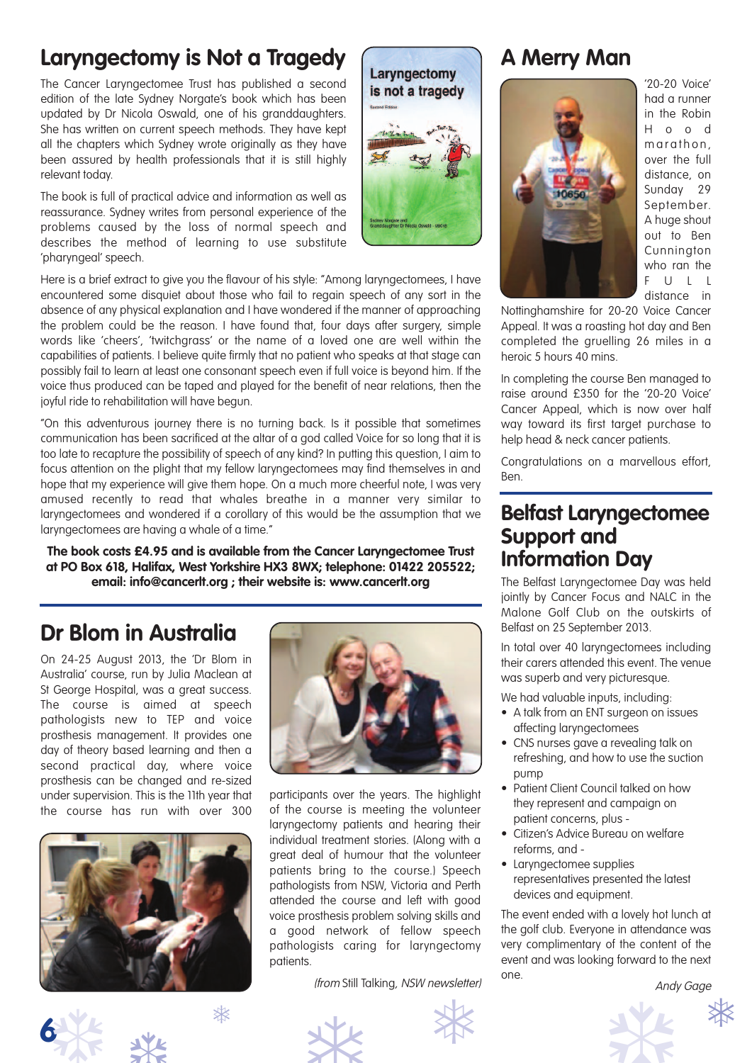## Laryngectomy is Not a Tragedy

The Cancer Laryngectomee Trust has published a second edition of the late Sydney Norgate's book which has been updated by Dr Nicola Oswald, one of his granddaughters. She has written on current speech methods. They have kept all the chapters which Sydney wrote originally as they have been assured by health professionals that it is still highly relevant today.

The book is full of practical advice and information as well as reassurance. Sydney writes from personal experience of the problems caused by the loss of normal speech and describes the method of learning to use substitute 'pharyngeal' speech.

Here is a brief extract to give you the flavour of his style: "Among laryngectomees, I have encountered some disquiet about those who fail to regain speech of any sort in the absence of any physical explanation and I have wondered if the manner of approaching the problem could be the reason. I have found that, four days after surgery, simple words like 'cheers', 'twitchgrass' or the name of a loved one are well within the capabilities of patients. I believe quite firmly that no patient who speaks at that stage can possibly fail to learn at least one consonant speech even if full voice is beyond him. If the voice thus produced can be taped and played for the benefit of near relations, then the joyful ride to rehabilitation will have begun.

"On this adventurous journey there is no turning back. Is it possible that sometimes communication has been sacrificed at the altar of a god called Voice for so long that it is too late to recapture the possibility of speech of any kind? In putting this question, I aim to focus attention on the plight that my fellow laryngectomees may find themselves in and hope that my experience will give them hope. On a much more cheerful note, I was very amused recently to read that whales breathe in a manner very similar to laryngectomees and wondered if a corollary of this would be the assumption that we laryngectomees are having a whale of a time."

**The book costs £4.95 and is available from the Cancer Laryngectomee Trust at PO Box 618, Halifax, West Yorkshire HX3 8WX; telephone: 01422 205522; email: info@cancerlt.org ; their website is: www.cancerlt.org**

## Dr Blom in Australia

On 24-25 August 2013, the 'Dr Blom in Australia' course, run by Julia Maclean at St George Hospital, was a great success. The course is aimed at speech pathologists new to TEP and voice prosthesis management. It provides one day of theory based learning and then a second practical day, where voice prosthesis can be changed and re-sized under supervision. This is the 11th year that the course has run with over 300 participants over the years. The highlight of the course is meeting the volunteer laryngectomy patients and hearing their individual treatment stories. (Along with a great deal of humour that the volunteer patients bring to the course.) Speech pathologists from NSW, Victoria and Perth attended the course and left with good voice prosthesis problem solving skills and a good network of fellow speech pathologists caring for laryngectomy patients.

*(from* Still Talking*, NSW newsletter)*

## A Merry Man

'20-20 Voice' had a runner in the Robin Hood marathon, over the full distance, on Sunday 29 September. A huge shout out to Ben Cunnington who ran the FULL distance in Nottinghamshire for 20-20 Voice Cancer Appeal. It was a roasting hot day and Ben completed the gruelling 26 miles in a heroic 5 hours 40 mins.

In completing the course Ben managed to raise around £350 for the '20-20 Voice' Cancer Appeal, which is now over half way toward its first target purchase to help head & neck cancer patients.

Congratulations on a marvellous effort, Ben.

## Belfast Laryngectomee Support and Information Day

The Belfast Laryngectomee Day was held jointly by Cancer Focus and NALC in the Malone Golf Club on the outskirts of Belfast on 25 September 2013.

In total over 40 laryngectomees including their carers attended this event. The venue was superb and very picturesque.

We had valuable inputs, including:

- A talk from an ENT surgeon on issues affecting laryngectomees
- CNS nurses gave a revealing talk on refreshing, and how to use the suction pump
- Patient Client Council talked on how they represent and campaign on patient concerns, plus -
- Citizen's Advice Bureau on welfare reforms, and -
- Laryngectomee supplies representatives presented the latest devices and equipment.

The event ended with a lovely hot lunch at the golf club. Everyone in attendance was very complimentary of the content of the event and was looking forward to the next one.

*Andy Gage*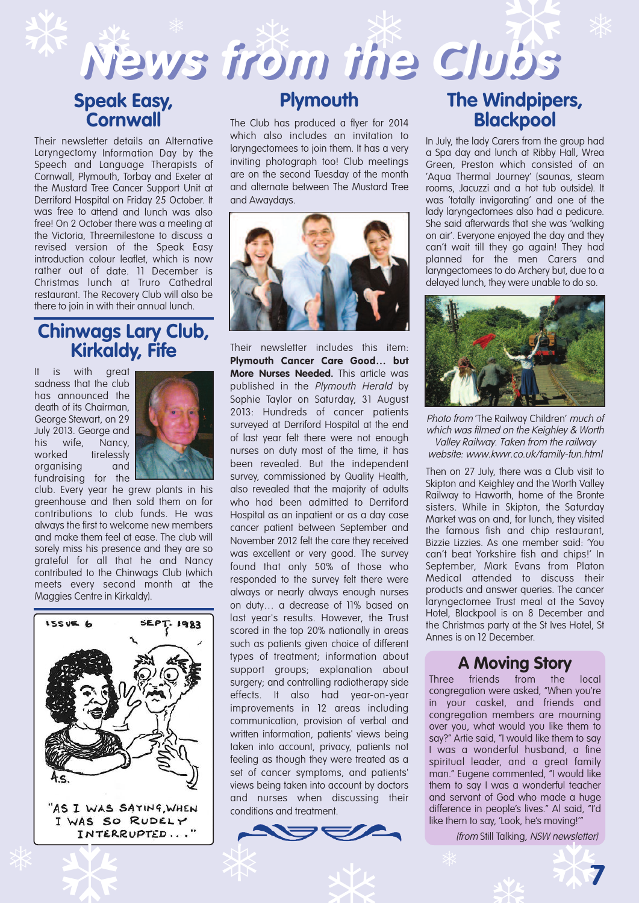# News from the Clubs

## Speak Easy, Cornwall

Their newsletter details an Alternative Laryngectomy Information Day by the Speech and Language Therapists of Cornwall, Plymouth, Torbay and Exeter at the Mustard Tree Cancer Support Unit at Derriford Hospital on Friday 25 October. It was free to attend and lunch was also free! On 2 October there was a meeting at the Victoria, Threemilestone to discuss a revised version of the Speak Easy introduction colour leaflet, which is now rather out of date. 11 December is Christmas lunch at Truro Cathedral restaurant. The Recovery Club will also be there to join in with their annual lunch.

## Chinwags Lary Club, Kirkaldy, Fife

It is with great sadness that the club has announced the death of its Chairman, George Stewart, on 29 July 2013. George and his wife, Nancy, worked tirelessly organising and fundraising for the club. Every year he grew plants in his greenhouse and then sold them on for contributions to club funds. He was always the first to welcome new members and make them feel at ease. The club will sorely miss his presence and they are so grateful for all that he and Nancy contributed to the Chinwags Club (which meets every second month at the Maggies Centre in Kirkaldy).

ISSUE 6 SEPT. 1983

A.S.

"AS I WAS SAYING, WHEN I WAS SO RUDELY INTERRUPTED..."

## Plymouth

The Club has produced a flyer for 2014 which also includes an invitation to laryngectomees to join them. It has a very inviting photograph too! Club meetings are on the second Tuesday of the month and alternate between The Mustard Tree and Awaydays.

Their newsletter includes this item: **Plymouth Cancer Care Good… but More Nurses Needed.** This article was published in the *Plymouth Herald* by Sophie Taylor on Saturday, 31 August 2013: Hundreds of cancer patients surveyed at Derriford Hospital at the end of last year felt there were not enough nurses on duty most of the time, it has been revealed. But the independent survey, commissioned by Quality Health, also revealed that the majority of adults who had been admitted to Derriford Hospital as an inpatient or as a day case cancer patient between September and November 2012 felt the care they received was excellent or very good. The survey found that only 50% of those who responded to the survey felt there were always or nearly always enough nurses on duty… a decrease of 11% based on last year's results. However, the Trust scored in the top 20% nationally in areas such as patients given choice of different types of treatment; information about support groups; explanation about surgery; and controlling radiotherapy side effects. It also had year-on-year improvements in 12 areas including communication, provision of verbal and written information, patients' views being taken into account, privacy, patients not feeling as though they were treated as a set of cancer symptoms, and patients' views being taken into account by doctors and nurses when discussing their conditions and treatment.

## The Windpipers, Blackpool

In July, the lady Carers from the group had a Spa day and lunch at Ribby Hall, Wrea Green, Preston which consisted of an 'Aqua Thermal Journey' (saunas, steam rooms, Jacuzzi and a hot tub outside). It was 'totally invigorating' and one of the lady laryngectomees also had a pedicure. She said afterwards that she was 'walking on air'. Everyone enjoyed the day and they can't wait till they go again! They had planned for the men Carers and laryngectomees to do Archery but, due to a delayed lunch, they were unable to do so.

*Photo from* 'The Railway Children' *much of which was filmed on the Keighley & Worth Valley Railway. Taken from the railway website: www.kwvr.co.uk/family-fun.html*

Then on 27 July, there was a Club visit to Skipton and Keighley and the Worth Valley Railway to Haworth, home of the Bronte sisters. While in Skipton, the Saturday Market was on and, for lunch, they visited the famous fish and chip restaurant, Bizzie Lizzies. As one member said: 'You can't beat Yorkshire fish and chips!' In September, Mark Evans from Platon Medical attended to discuss their products and answer queries. The cancer laryngectomee Trust meal at the Savoy Hotel, Blackpool is on 8 December and the Christmas party at the St Ives Hotel, St Annes is on 12 December.

## A Moving Story

Three friends from the local congregation were asked, "When you're in your casket, and friends and congregation members are mourning over you, what would you like them to say?" Artie said, "I would like them to say I was a wonderful husband, a fine spiritual leader, and a great family man." Eugene commented, "I would like them to say I was a wonderful teacher and servant of God who made a huge difference in people's lives." Al said, "I'd like them to say, 'Look, he's moving!'"

*(from* Still Talking*, NSW newsletter)*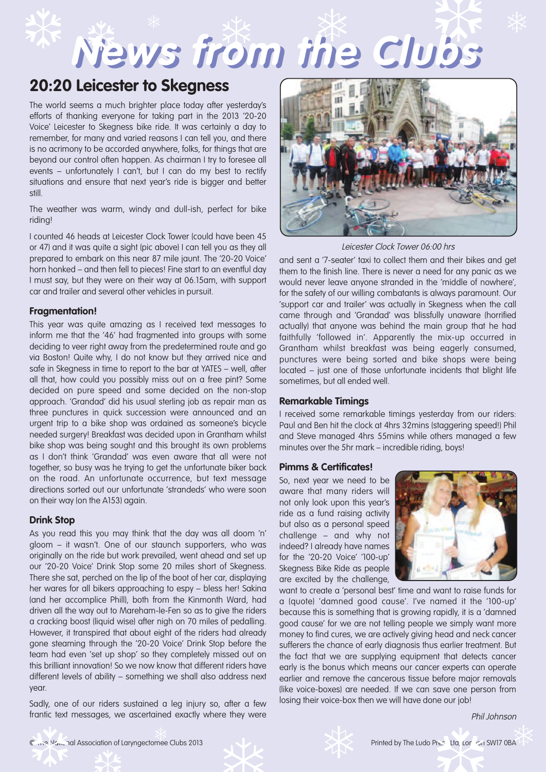# News from the Clubs

## 20:20 Leicester to Skegness

The world seems a much brighter place today after yesterday's efforts of thanking everyone for taking part in the 2013 '20-20 Voice' Leicester to Skegness bike ride. It was certainly a day to remember, for many and varied reasons I can tell you, and there is no acrimony to be accorded anywhere, folks, for things that are beyond our control often happen. As chairman I try to foresee all events – unfortunately I can't, but I can do my best to rectify situations and ensure that next year's ride is bigger and better still.

The weather was warm, windy and dull-ish, perfect for bike riding!

I counted 46 heads at Leicester Clock Tower (could have been 45 or 47) and it was quite a sight (pic above) I can tell you as they all prepared to embark on this near 87 mile jaunt. The '20-20 Voice' horn honked – and then fell to pieces! Fine start to an eventful day I must say, but they were on their way at 06.15am, with support car and trailer and several other vehicles in pursuit.

### Fragmentation!

This year was quite amazing as I received text messages to inform me that the '46' had fragmented into groups with some deciding to veer right away from the predetermined route and go via Boston! Quite why, I do not know but they arrived nice and safe in Skegness in time to report to the bar at YATES – well, after all that, how could you possibly miss out on a free pint? Some decided on pure speed and some decided on the non-stop approach. 'Grandad' did his usual sterling job as repair man as three punctures in quick succession were announced and an urgent trip to a bike shop was ordained as someone's bicycle needed surgery! Breakfast was decided upon in Grantham whilst bike shop was being sought and this brought its own problems as I don't think 'Grandad' was even aware that all were not together, so busy was he trying to get the unfortunate biker back on the road. An unfortunate occurrence, but text message directions sorted out our unfortunate 'strandeds' who were soon on their way (on the A153) again.

### Drink Stop

As you read this you may think that the day was all doom 'n' gloom – it wasn't. One of our staunch supporters, who was originally on the ride but work prevailed, went ahead and set up our '20-20 Voice' Drink Stop some 20 miles short of Skegness. There she sat, perched on the lip of the boot of her car, displaying her wares for all bikers approaching to espy – bless her! Sakina (and her accomplice Phill), both from the Kinmonth Ward, had driven all the way out to Mareham-le-Fen so as to give the riders a cracking boost (liquid wise) after nigh on 70 miles of pedalling. However, it transpired that about eight of the riders had already gone steaming through the '20-20 Voice' Drink Stop before the team had even 'set up shop' so they completely missed out on this brilliant innovation! So we now know that different riders have different levels of ability – something we shall also address next year.

Sadly, one of our riders sustained a leg injury so, after a few frantic text messages, we ascertained exactly where they were

*Leicester Clock Tower 06:00 hrs*

and sent a '7-seater' taxi to collect them and their bikes and get them to the finish line. There is never a need for any panic as we would never leave anyone stranded in the 'middle of nowhere', for the safety of our willing combatants is always paramount. Our 'support car and trailer' was actually in Skegness when the call came through and 'Grandad' was blissfully unaware (horrified actually) that anyone was behind the main group that he had faithfully 'followed in'. Apparently the mix-up occurred in Grantham whilst breakfast was being eagerly consumed, punctures were being sorted and bike shops were being located – just one of those unfortunate incidents that blight life sometimes, but all ended well.

### Remarkable Timings

I received some remarkable timings yesterday from our riders: Paul and Ben hit the clock at 4hrs 32mins (staggering speed!) Phil and Steve managed 4hrs 55mins while others managed a few minutes over the 5hr mark – incredible riding, boys!

### Pimms & Certificates!

So, next year we need to be aware that many riders will not only look upon this year's ride as a fund raising activity but also as a personal speed challenge – and why not indeed? I already have names for the '20-20 Voice' '100-up' Skegness Bike Ride as people are excited by the challenge, want to create a 'personal best' time and want to raise funds for a (quote) 'damned good cause'. I've named it the '100-up' because this is something that is growing rapidly, it is a 'damned good cause' for we are not telling people we simply want more money to find cures, we are actively giving head and neck cancer sufferers the chance of early diagnosis thus earlier treatment. But the fact that we are supplying equipment that detects cancer early is the bonus which means our cancer experts can operate earlier and remove the cancerous tissue before major removals (like voice-boxes) are needed. If we can save one person from losing their voice-box then we will have done our job!

*Phil Johnson*

© The National Association of Laryngectomee Clubs 2013

Printed by The Ludo Press Ltd, London SW17 0BA